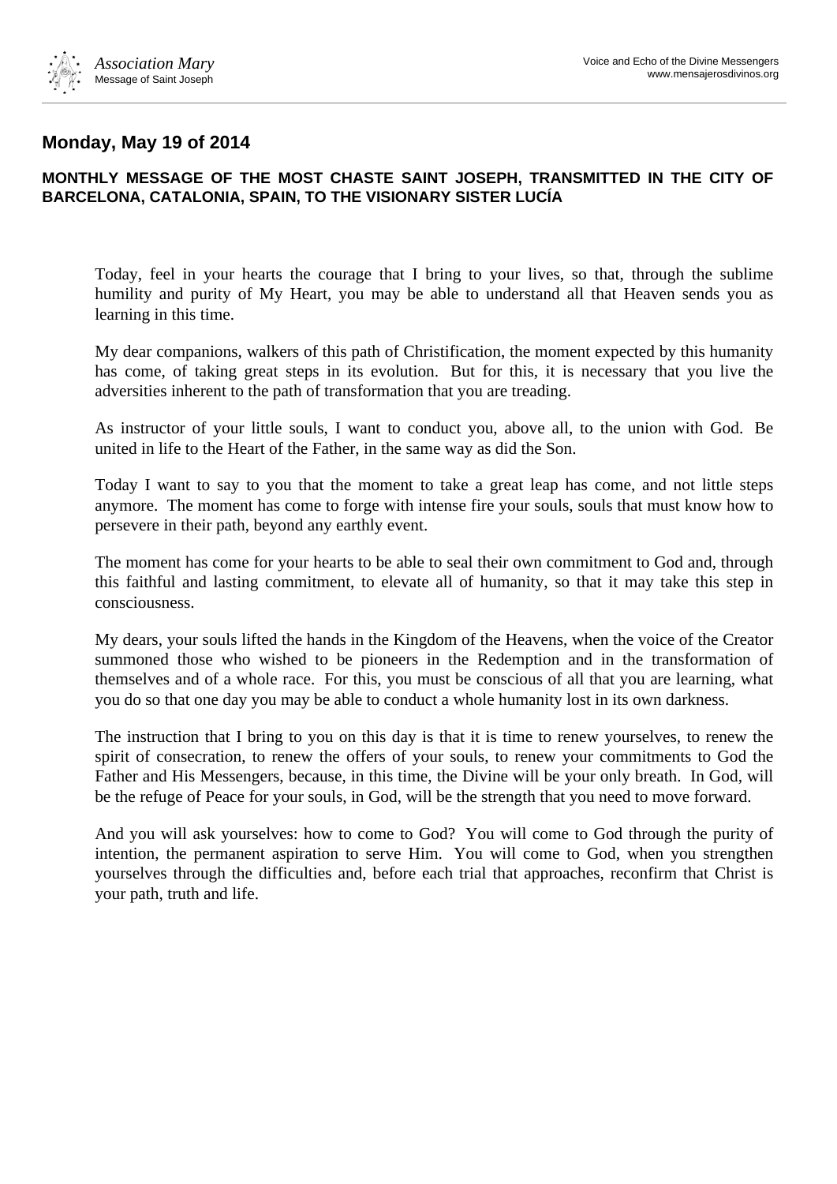## Monday, May 19 of 2014

**MONTHLY MESSAGE OF THE MOST CHASTE SAINT JOSEPH, TRANSMITTED IN THE CITY OF BARCELONA, CATALONIA, SPAIN, TO THE VISIONARY SISTER LUCÍA**

Today, feel in your hearts the courage that I bring to your lives, so that, through the sublime humility and purity of My Heart, you may be able to understand all that Heaven sends you as learning in this time.

My dear companions, walkers of this path of Christification, the moment expected by this humanity has come, of taking great steps in its evolution. But for this, it is necessary that you live the adversities inherent to the path of transformation that you are treading.

As instructor of your little souls, I want to conduct you, above all, to the union with God. Be united in life to the Heart of the Father, in the same way as did the Son.

Today I want to say to you that the moment to take a great leap has come, and not little steps anymore. The moment has come to forge with intense fire your souls, souls that must know how to persevere in their path, beyond any earthly event.

The moment has come for your hearts to be able to seal their own commitment to God and, through this faithful and lasting commitment, to elevate all of humanity, so that it may take this step in consciousness.

My dears, your souls lifted the hands in the Kingdom of the Heavens, when the voice of the Creator summoned those who wished to be pioneers in the Redemption and in the transformation of themselves and of a whole race. For this, you must be conscious of all that you are learning, what you do so that one day you may be able to conduct a whole humanity lost in its own darkness.

The instruction that I bring to you on this day is that it is time to renew yourselves, to renew the spirit of consecration, to renew the offers of your souls, to renew your commitments to God the Father and His Messengers, because, in this time, the Divine will be your only breath. In God, will be the refuge of Peace for your souls, in God, will be the strength that you need to move forward.

And you will ask yourselves: how to come to God? You will come to God through the purity of intention, the permanent aspiration to serve Him. You will come to God, when you strengthen yourselves through the difficulties and, before each trial that approaches, reconfirm that Christ is your path, truth and life.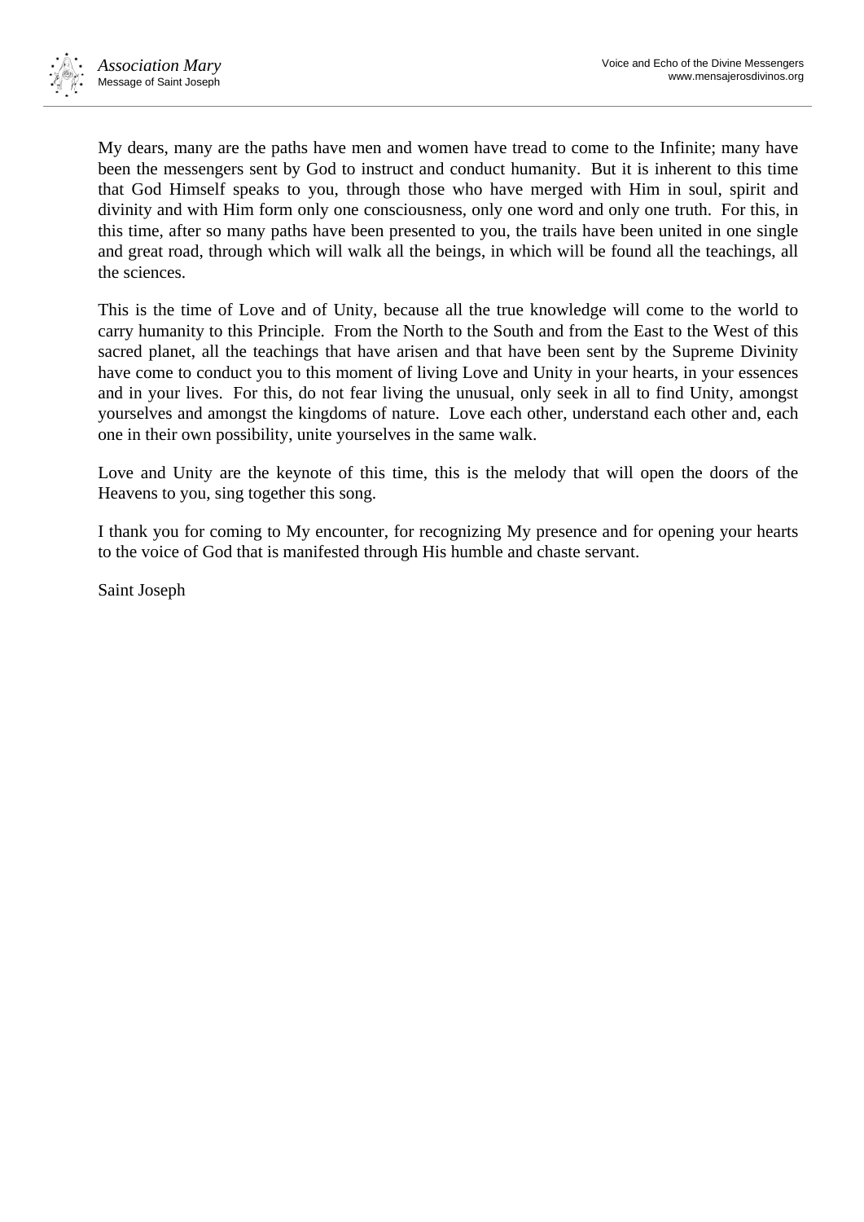My dears, many are the paths have men and women have tread to come to the Infinite; many have been the messengers sent by God to instruct and conduct humanity. But it is inherent to this time that God Himself speaks to you, through those who have merged with Him in soul, spirit and divinity and with Him form only one consciousness, only one word and only one truth. For this, in this time, after so many paths have been presented to you, the trails have been united in one single and great road, through which will walk all the beings, in which will be found all the teachings, all the sciences.

This is the time of Love and of Unity, because all the true knowledge will come to the world to carry humanity to this Principle. From the North to the South and from the East to the West of this sacred planet, all the teachings that have arisen and that have been sent by the Supreme Divinity have come to conduct you to this moment of living Love and Unity in your hearts, in your essences and in your lives. For this, do not fear living the unusual, only seek in all to find Unity, amongst yourselves and amongst the kingdoms of nature. Love each other, understand each other and, each one in their own possibility, unite yourselves in the same walk.

Love and Unity are the keynote of this time, this is the melody that will open the doors of the Heavens to you, sing together this song.

I thank you for coming to My encounter, for recognizing My presence and for opening your hearts to the voice of God that is manifested through His humble and chaste servant.

Saint Joseph